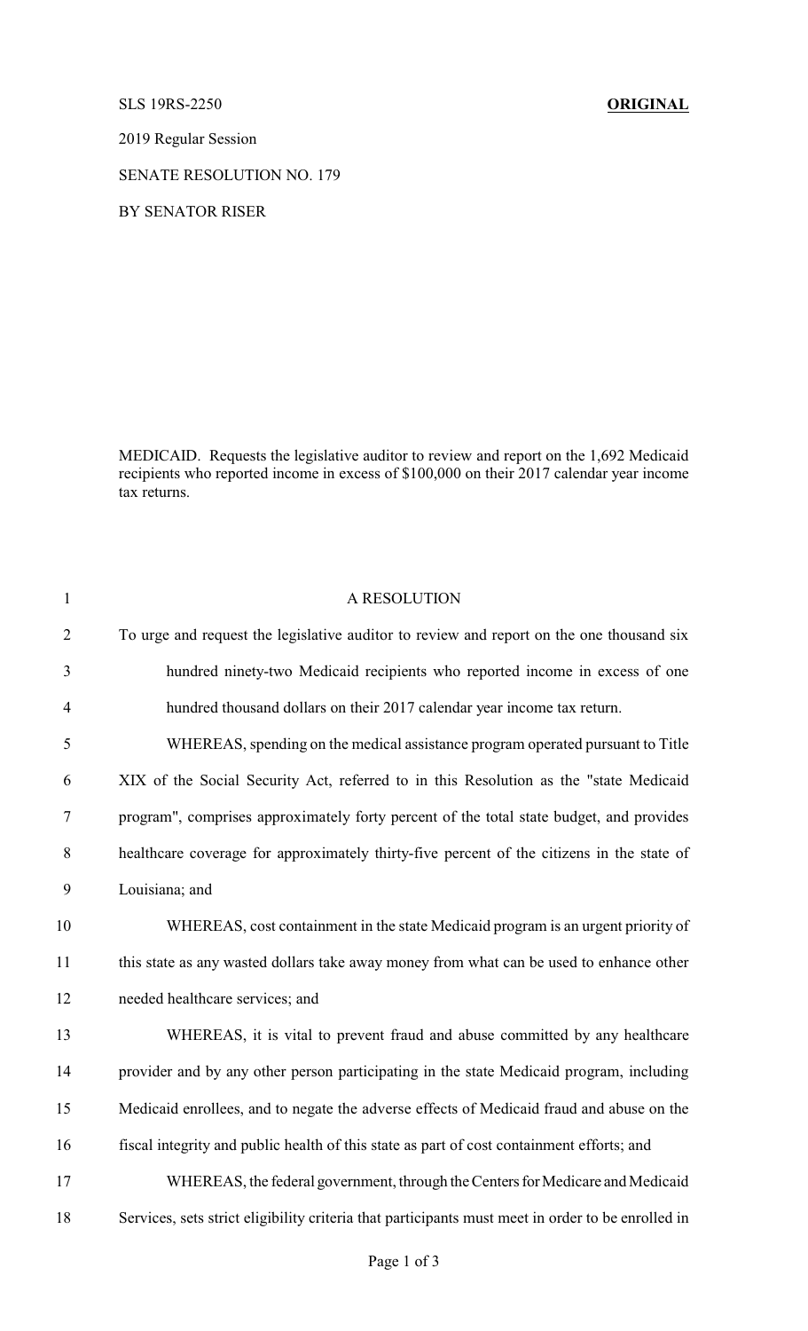SLS 19RS-2250 **ORIGINAL**

2019 Regular Session

SENATE RESOLUTION NO. 179

BY SENATOR RISER

MEDICAID. Requests the legislative auditor to review and report on the 1,692 Medicaid recipients who reported income in excess of $100,000 on their 2017 calendar year income tax returns.

A RESOLUTION

To urge and request the legislative auditor to review and report on the one thousand six hundred ninety-two Medicaid recipients who reported income in excess of one hundred thousand dollars on their 2017 calendar year income tax return.

WHEREAS, spending on the medical assistance program operated pursuant to Title XIX of the Social Security Act, referred to in this Resolution as the "state Medicaid program", comprises approximately forty percent of the total state budget, and provides healthcare coverage for approximately thirty-five percent of the citizens in the state of Louisiana; and

WHEREAS, cost containment in the state Medicaid program is an urgent priority of this state as any wasted dollars take away money from what can be used to enhance other needed healthcare services; and

WHEREAS, it is vital to prevent fraud and abuse committed by any healthcare provider and by any other person participating in the state Medicaid program, including Medicaid enrollees, and to negate the adverse effects of Medicaid fraud and abuse on the fiscal integrity and public health of this state as part of cost containment efforts; and

WHEREAS, the federal government, through the Centers for Medicare and Medicaid Services, sets strict eligibility criteria that participants must meet in order to be enrolled in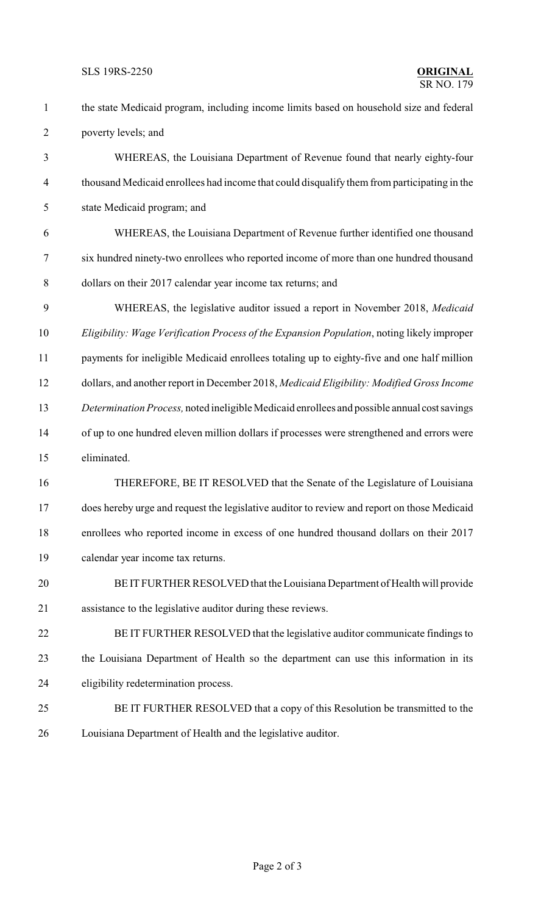the state Medicaid program, including income limits based on household size and federal poverty levels; and

WHEREAS, the Louisiana Department of Revenue found that nearly eighty-four thousand Medicaid enrollees had income that could disqualify them from participating in the state Medicaid program; and

WHEREAS, the Louisiana Department of Revenue further identified one thousand six hundred ninety-two enrollees who reported income of more than one hundred thousand dollars on their 2017 calendar year income tax returns; and

WHEREAS, the legislative auditor issued a report in November 2018, *Medicaid Eligibility: Wage Verification Process of the Expansion Population*, noting likely improper payments for ineligible Medicaid enrollees totaling up to eighty-five and one half million dollars, and another report in December 2018, *Medicaid Eligibility: Modified Gross Income Determination Process,* noted ineligible Medicaid enrollees and possible annual cost savings of up to one hundred eleven million dollars if processes were strengthened and errors were eliminated.

THEREFORE, BE IT RESOLVED that the Senate of the Legislature of Louisiana does hereby urge and request the legislative auditor to review and report on those Medicaid enrollees who reported income in excess of one hundred thousand dollars on their 2017 calendar year income tax returns.

BE IT FURTHER RESOLVED that the Louisiana Department of Health will provide assistance to the legislative auditor during these reviews.

BE IT FURTHER RESOLVED that the legislative auditor communicate findings to the Louisiana Department of Health so the department can use this information in its eligibility redetermination process.

BE IT FURTHER RESOLVED that a copy of this Resolution be transmitted to the Louisiana Department of Health and the legislative auditor.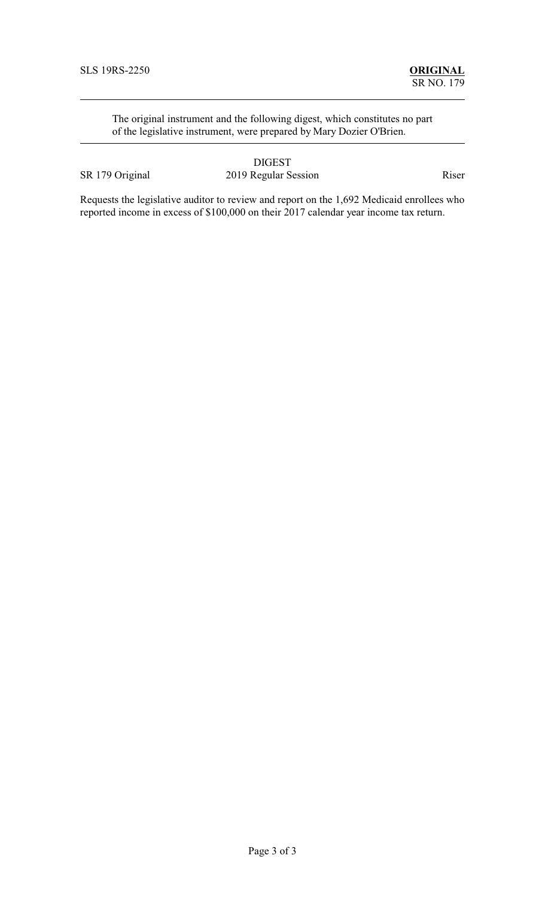SLS 19RS-2250

**ORIGINAL**
SR NO. 179

The original instrument and the following digest, which constitutes no part of the legislative instrument, were prepared by Mary Dozier O'Brien.

DIGEST

SR 179 Original | 2019 Regular Session | Riser

Requests the legislative auditor to review and report on the 1,692 Medicaid enrollees who reported income in excess of $100,000 on their 2017 calendar year income tax return.